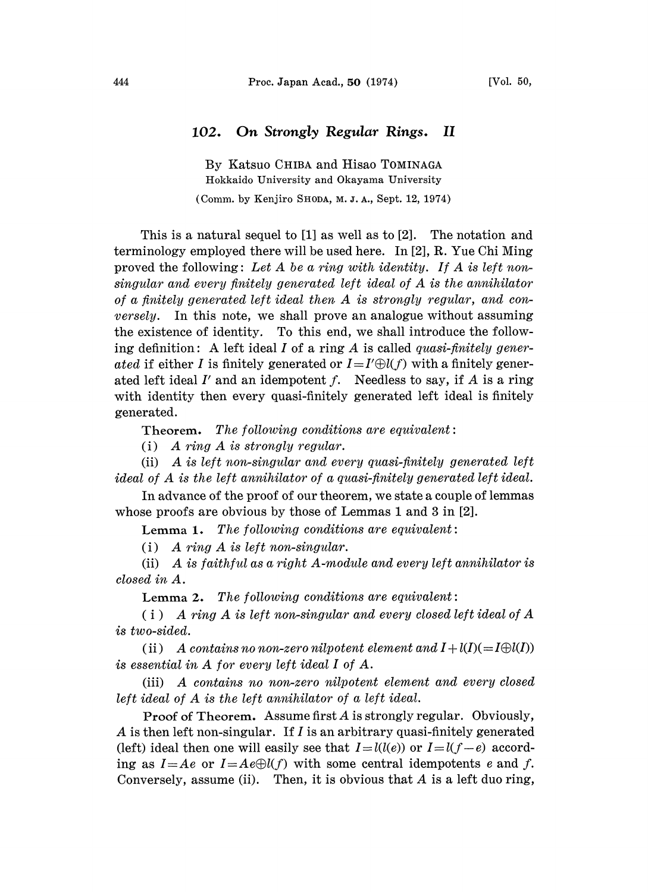# 102. On Strongly Regular Rings. II

By Katsuo CHIBA and Hisao TOMINAGA

Hokkaido University and Okayama University

(Comm. by Kenjiro SHODA, M. J. A., Sept. 12, 1974)

This is a natural sequel to [1] as well as to [2]. The notation and terminology employed there will be used here. In [2], R. Yue Chi Ming proved the following: *Let $A$ be a ring with identity. If $A$ is left non-singular and every finitely generated left ideal of $A$ is the annihilator of a finitely generated left ideal then $A$ is strongly regular, and conversely.* In this note, we shall prove an analogue without assuming the existence of identity. To this end, we shall introduce the following definition: A left ideal $I$ of a ring $A$ is called *quasi-finitely generated* if either $I$ is finitely generated or $I=I'\oplus l(f)$ with a finitely generated left ideal $I'$ and an idempotent $f$. Needless to say, if $A$ is a ring with identity then every quasi-finitely generated left ideal is finitely generated.

**Theorem.** *The following conditions are equivalent:*

(i) *A ring $A$ is strongly regular.*

(ii) *$A$ is left non-singular and every quasi-finitely generated left ideal of $A$ is the left annihilator of a quasi-finitely generated left ideal.*

In advance of the proof of our theorem, we state a couple of lemmas whose proofs are obvious by those of Lemmas 1 and 3 in [2].

**Lemma 1.** *The following conditions are equivalent:*

(i) *A ring $A$ is left non-singular.*

(ii) *$A$ is faithful as a right $A$-module and every left annihilator is closed in $A$.*

**Lemma 2.** *The following conditions are equivalent:*

(i) *A ring $A$ is left non-singular and every closed left ideal of $A$ is two-sided.*

(ii) *$A$ contains no non-zero nilpotent element and $I+l(I)(=I\oplus l(I))$ is essential in $A$ for every left ideal $I$ of $A$.*

(iii) *$A$ contains no non-zero nilpotent element and every closed left ideal of $A$ is the left annihilator of a left ideal.*

**Proof of Theorem.** Assume first $A$ is strongly regular. Obviously, $A$ is then left non-singular. If $I$ is an arbitrary quasi-finitely generated (left) ideal then one will easily see that $I=l(l(e))$ or $I=l(f-e)$ according as $I=Ae$ or $I=Ae\oplus l(f)$ with some central idempotents $e$ and $f$. Conversely, assume (ii). Then, it is obvious that $A$ is a left duo ring,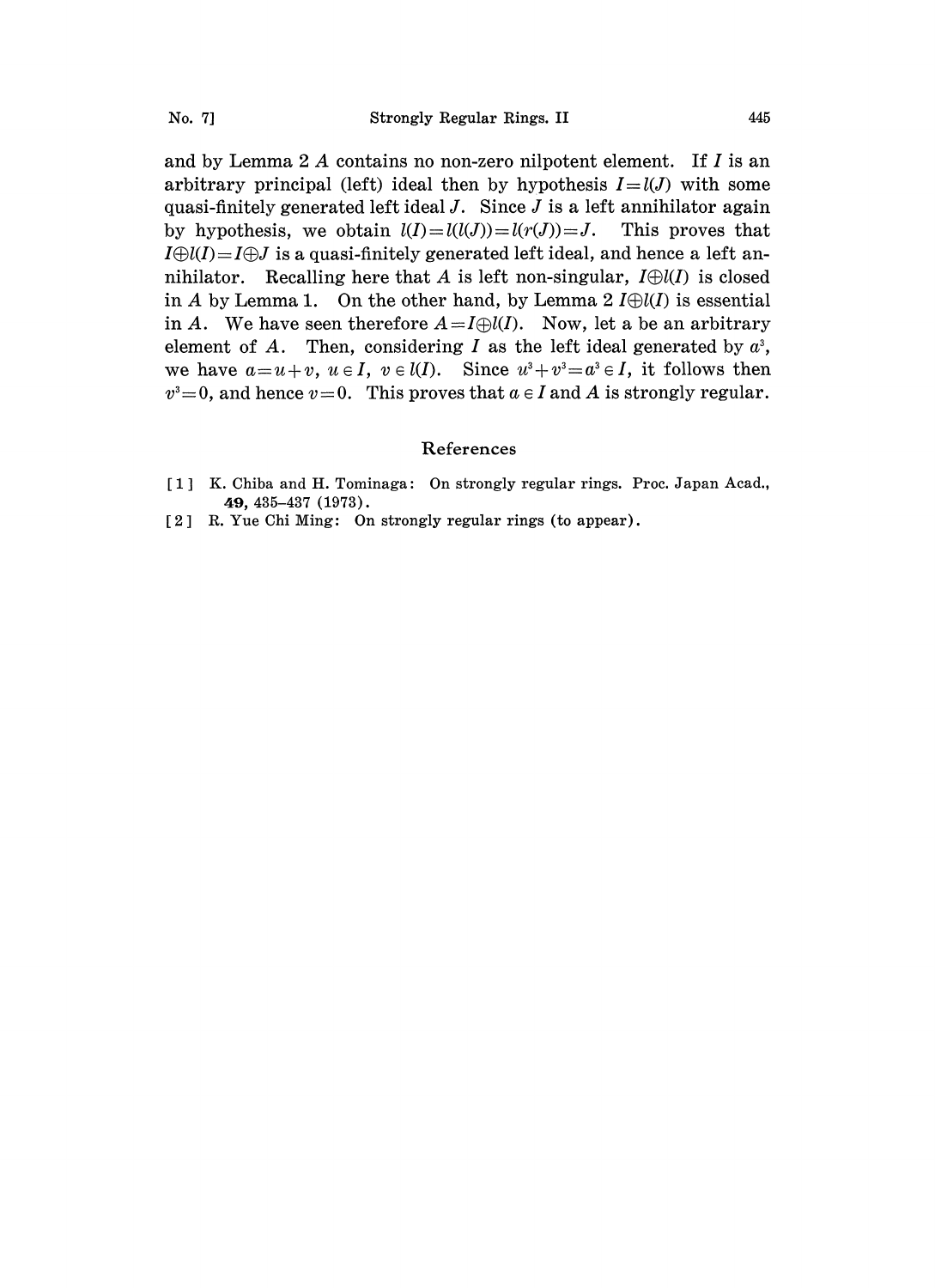and by Lemma 2 $A$ contains no non-zero nilpotent element. If $I$ is an arbitrary principal (left) ideal then by hypothesis $I=l(J)$ with some quasi-finitely generated left ideal $J$. Since $J$ is a left annihilator again by hypothesis, we obtain $l(I)=l(l(J))=l(r(J))=J$. This proves that $I \oplus l(I)=I \oplus J$ is a quasi-finitely generated left ideal, and hence a left annihilator. Recalling here that $A$ is left non-singular, $I \oplus l(I)$ is closed in $A$ by Lemma 1. On the other hand, by Lemma 2 $I \oplus l(I)$ is essential in $A$. We have seen therefore $A=I \oplus l(I)$. Now, let a be an arbitrary element of $A$. Then, considering $I$ as the left ideal generated by $a^3$, we have $a=u+v$, $u \in I$, $v \in l(I)$. Since $u^3+v^3=a^3 \in I$, it follows then $v^3=0$, and hence $v=0$. This proves that $a \in I$ and $A$ is strongly regular.

## References

[1] K. Chiba and H. Tominaga: On strongly regular rings. Proc. Japan Acad., **49**, 435–437 (1973).

[2] R. Yue Chi Ming: On strongly regular rings (to appear).